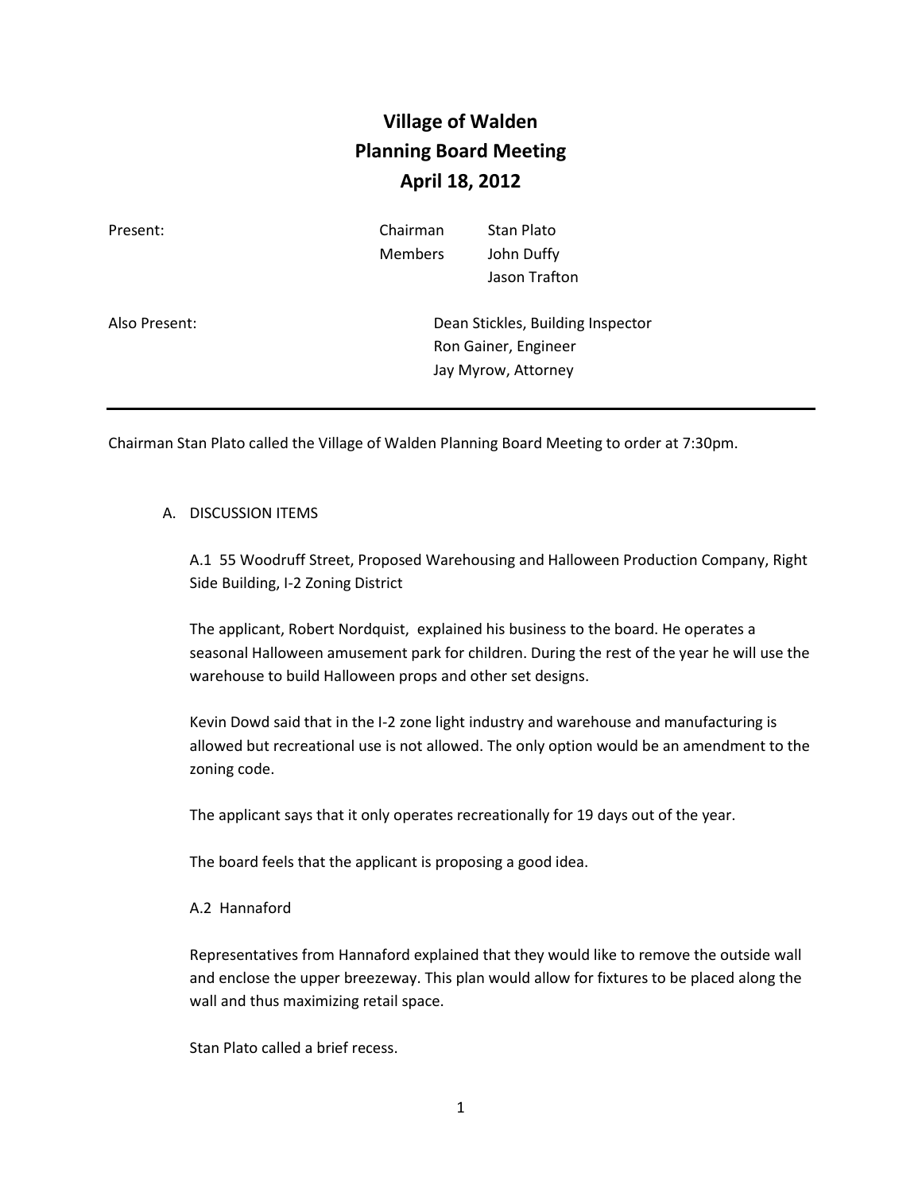# Village of Walden
## Planning Board Meeting
## April 18, 2012

| Present: | Chairman | Stan Plato |
|---|---|---|
| | Members | John Duffy |
| | | Jason Trafton |

Also Present:
- Dean Stickles, Building Inspector
- Ron Gainer, Engineer
- Jay Myrow, Attorney

---

Chairman Stan Plato called the Village of Walden Planning Board Meeting to order at 7:30pm.

A. DISCUSSION ITEMS

A.1 55 Woodruff Street, Proposed Warehousing and Halloween Production Company, Right Side Building, I-2 Zoning District

The applicant, Robert Nordquist, explained his business to the board. He operates a seasonal Halloween amusement park for children. During the rest of the year he will use the warehouse to build Halloween props and other set designs.

Kevin Dowd said that in the I-2 zone light industry and warehouse and manufacturing is allowed but recreational use is not allowed. The only option would be an amendment to the zoning code.

The applicant says that it only operates recreationally for 19 days out of the year.

The board feels that the applicant is proposing a good idea.

A.2 Hannaford

Representatives from Hannaford explained that they would like to remove the outside wall and enclose the upper breezeway. This plan would allow for fixtures to be placed along the wall and thus maximizing retail space.

Stan Plato called a brief recess.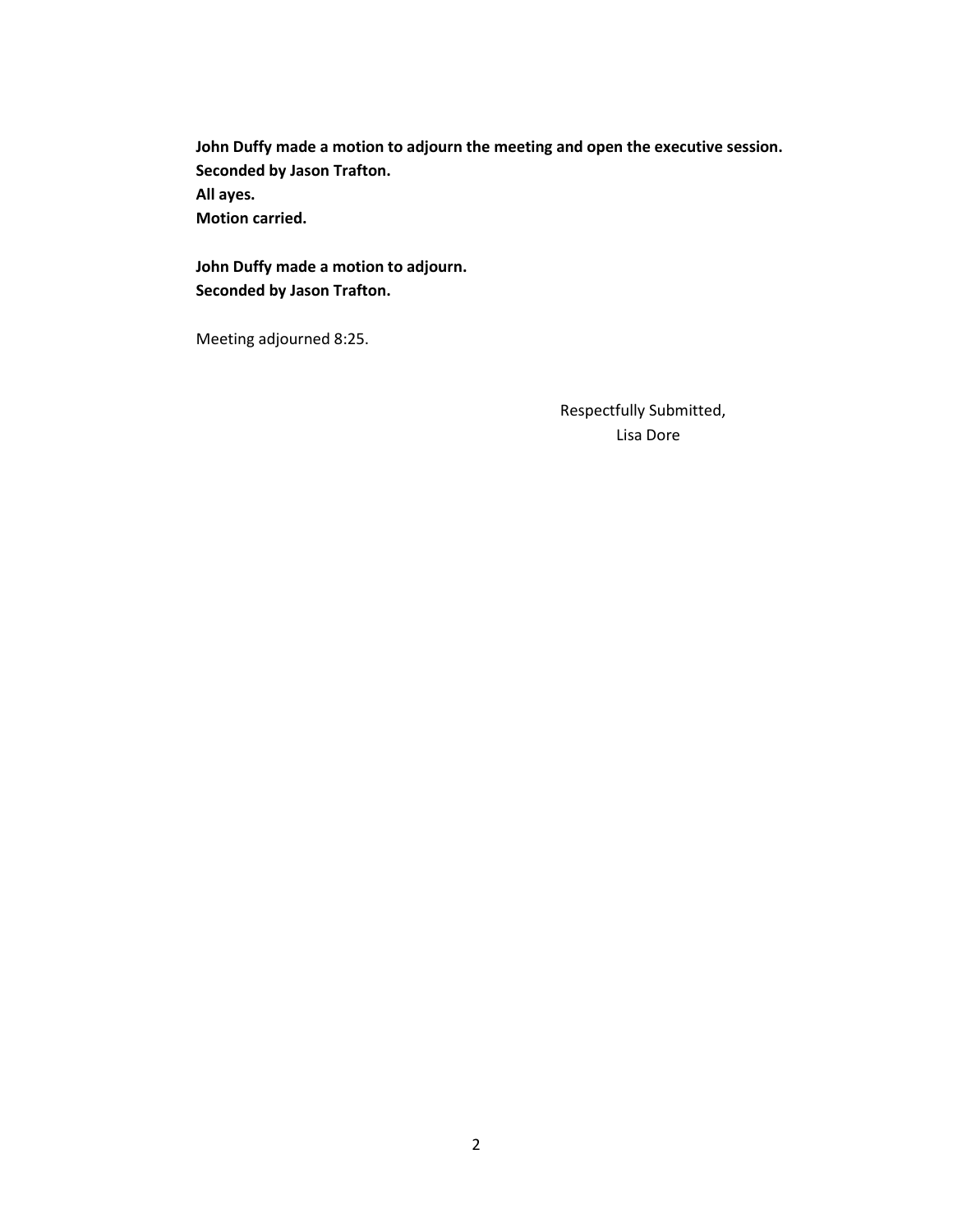**John Duffy made a motion to adjourn the meeting and open the executive session.**
**Seconded by Jason Trafton.**
**All ayes.**
**Motion carried.**

**John Duffy made a motion to adjourn.**
**Seconded by Jason Trafton.**

Meeting adjourned 8:25.

Respectfully Submitted,
Lisa Dore